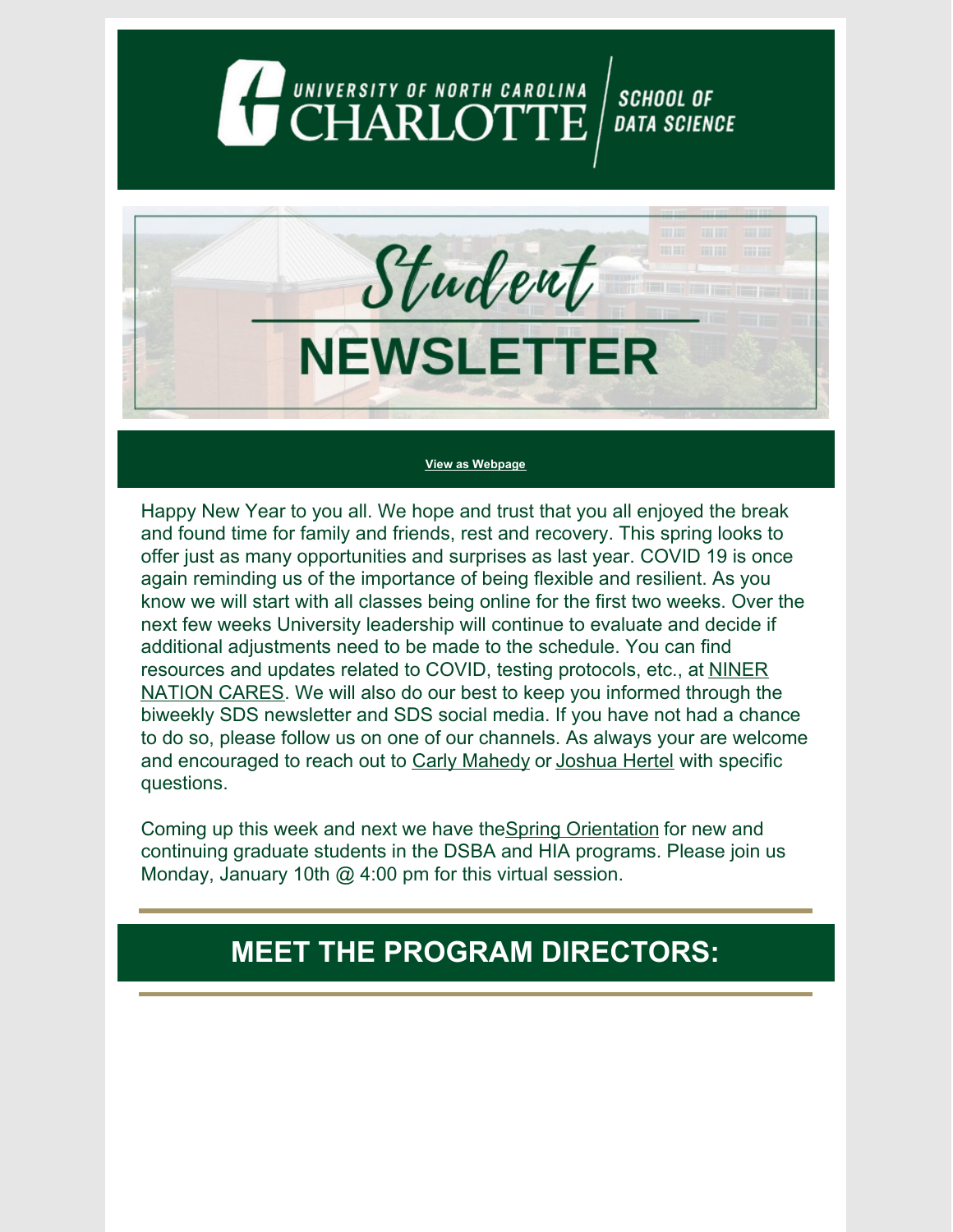UNIVERSITY OF NORTH CAROLINA CHARLOTTE | SCHOOL OF DATA SCIENCE

# Student NEWSLETTER

View as Webpage

Happy New Year to you all. We hope and trust that you all enjoyed the break and found time for family and friends, rest and recovery. This spring looks to offer just as many opportunities and surprises as last year. COVID 19 is once again reminding us of the importance of being flexible and resilient. As you know we will start with all classes being online for the first two weeks. Over the next few weeks University leadership will continue to evaluate and decide if additional adjustments need to be made to the schedule. You can find resources and updates related to COVID, testing protocols, etc., at NINER NATION CARES. We will also do our best to keep you informed through the biweekly SDS newsletter and SDS social media. If you have not had a chance to do so, please follow us on one of our channels. As always your are welcome and encouraged to reach out to Carly Mahedy or Joshua Hertel with specific questions.

Coming up this week and next we have theSpring Orientation for new and continuing graduate students in the DSBA and HIA programs. Please join us Monday, January 10th @ 4:00 pm for this virtual session.

## MEET THE PROGRAM DIRECTORS: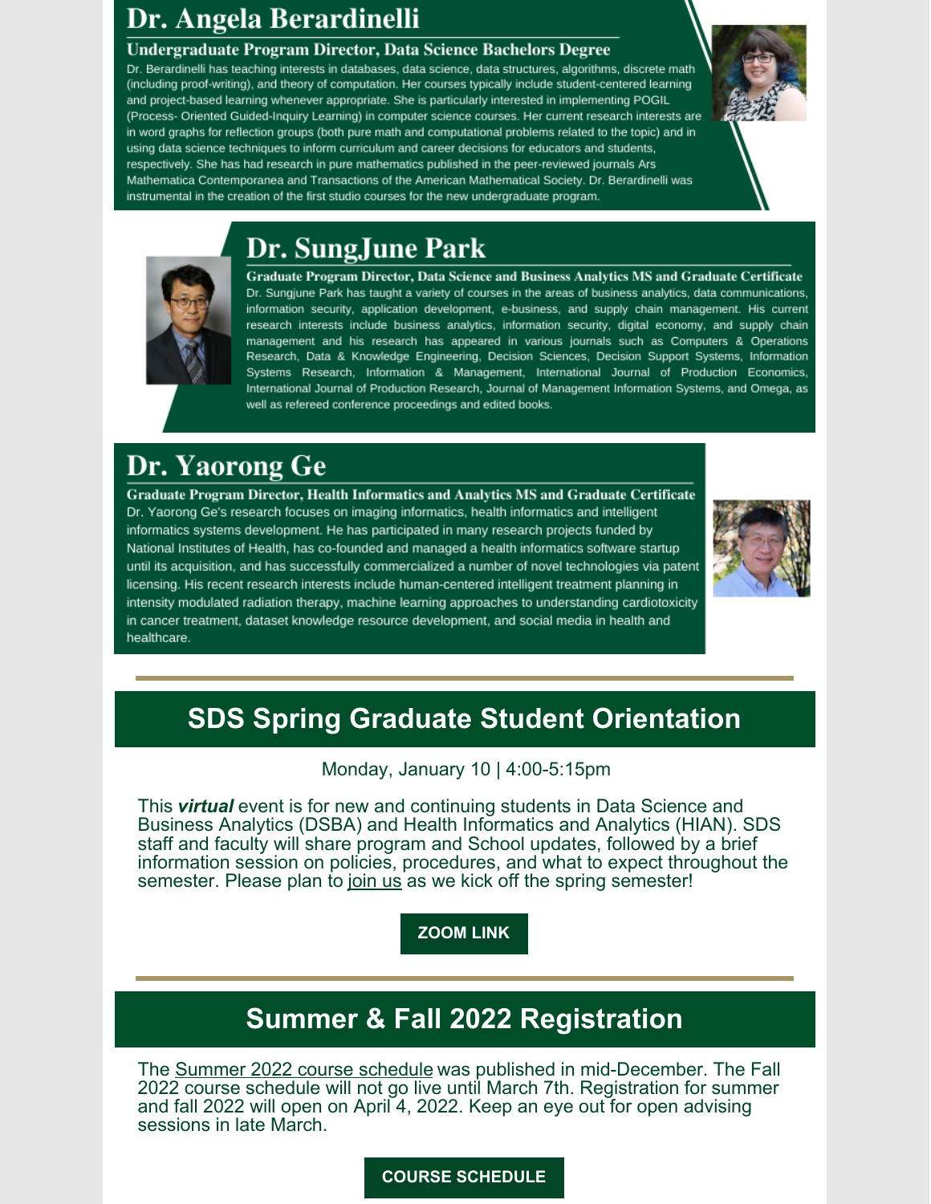## Dr. Angela Berardinelli

**Undergraduate Program Director, Data Science Bachelors Degree**

Dr. Berardinelli has teaching interests in databases, data science, data structures, algorithms, discrete math (including proof-writing), and theory of computation. Her courses typically include student-centered learning and project-based learning whenever appropriate. She is particularly interested in implementing POGIL (Process- Oriented Guided-Inquiry Learning) in computer science courses. Her current research interests are in word graphs for reflection groups (both pure math and computational problems related to the topic) and in using data science techniques to inform curriculum and career decisions for educators and students, respectively. She has had research in pure mathematics published in the peer-reviewed journals Ars Mathematica Contemporanea and Transactions of the American Mathematical Society. Dr. Berardinelli was instrumental in the creation of the first studio courses for the new undergraduate program.

## Dr. SungJune Park

**Graduate Program Director, Data Science and Business Analytics MS and Graduate Certificate**

Dr. Sungjune Park has taught a variety of courses in the areas of business analytics, data communications, information security, application development, e-business, and supply chain management. His current research interests include business analytics, information security, digital economy, and supply chain management and his research has appeared in various journals such as Computers & Operations Research, Data & Knowledge Engineering, Decision Sciences, Decision Support Systems, Information Systems Research, Information & Management, International Journal of Production Economics, International Journal of Production Research, Journal of Management Information Systems, and Omega, as well as refereed conference proceedings and edited books.

## Dr. Yaorong Ge

**Graduate Program Director, Health Informatics and Analytics MS and Graduate Certificate**

Dr. Yaorong Ge's research focuses on imaging informatics, health informatics and intelligent informatics systems development. He has participated in many research projects funded by National Institutes of Health, has co-founded and managed a health informatics software startup until its acquisition, and has successfully commercialized a number of novel technologies via patent licensing. His recent research interests include human-centered intelligent treatment planning in intensity modulated radiation therapy, machine learning approaches to understanding cardiotoxicity in cancer treatment, dataset knowledge resource development, and social media in health and healthcare.

---

## SDS Spring Graduate Student Orientation

Monday, January 10 | 4:00-5:15pm

This ***virtual*** event is for new and continuing students in Data Science and Business Analytics (DSBA) and Health Informatics and Analytics (HIAN). SDS staff and faculty will share program and School updates, followed by a brief information session on policies, procedures, and what to expect throughout the semester. Please plan to join us as we kick off the spring semester!

**ZOOM LINK**

---

## Summer & Fall 2022 Registration

The Summer 2022 course schedule was published in mid-December. The Fall 2022 course schedule will not go live until March 7th. Registration for summer and fall 2022 will open on April 4, 2022. Keep an eye out for open advising sessions in late March.

**COURSE SCHEDULE**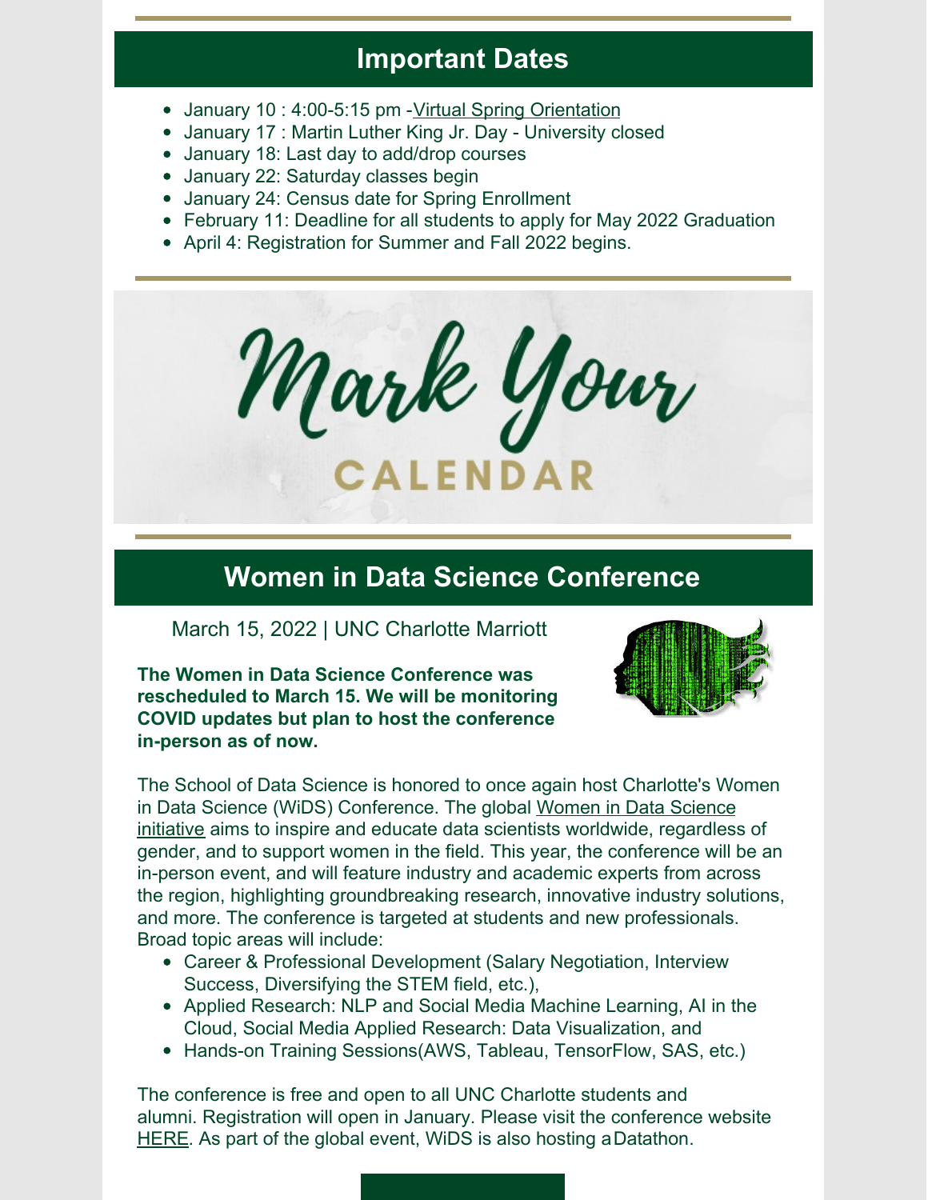## Important Dates

- January 10 : 4:00-5:15 pm -Virtual Spring Orientation
- January 17 : Martin Luther King Jr. Day - University closed
- January 18: Last day to add/drop courses
- January 22: Saturday classes begin
- January 24: Census date for Spring Enrollment
- February 11: Deadline for all students to apply for May 2022 Graduation
- April 4: Registration for Summer and Fall 2022 begins.

Mark Your CALENDAR

## Women in Data Science Conference

March 15, 2022 | UNC Charlotte Marriott

**The Women in Data Science Conference was rescheduled to March 15. We will be monitoring COVID updates but plan to host the conference in-person as of now.**

The School of Data Science is honored to once again host Charlotte's Women in Data Science (WiDS) Conference. The global Women in Data Science initiative aims to inspire and educate data scientists worldwide, regardless of gender, and to support women in the field. This year, the conference will be an in-person event, and will feature industry and academic experts from across the region, highlighting groundbreaking research, innovative industry solutions, and more. The conference is targeted at students and new professionals. Broad topic areas will include:

- Career & Professional Development (Salary Negotiation, Interview Success, Diversifying the STEM field, etc.),
- Applied Research: NLP and Social Media Machine Learning, AI in the Cloud, Social Media Applied Research: Data Visualization, and
- Hands-on Training Sessions(AWS, Tableau, TensorFlow, SAS, etc.)

The conference is free and open to all UNC Charlotte students and alumni. Registration will open in January. Please visit the conference website HERE. As part of the global event, WiDS is also hosting a Datathon.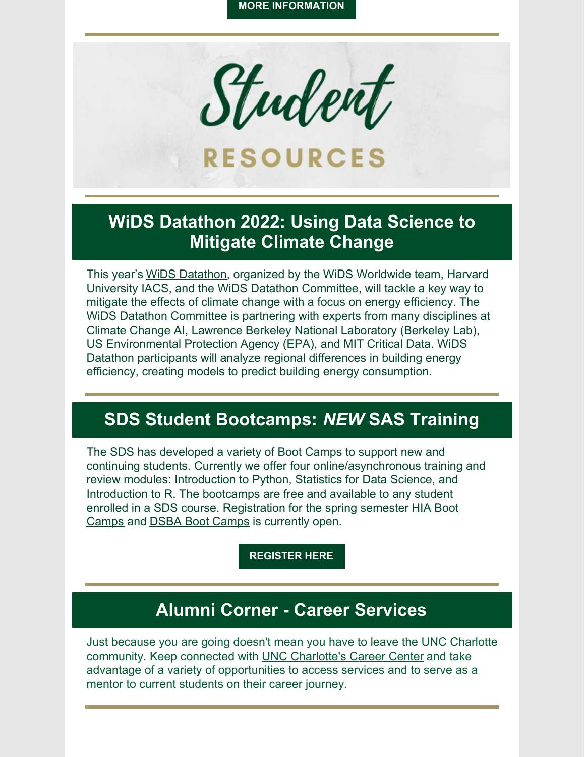MORE INFORMATION

# Student RESOURCES

## WiDS Datathon 2022: Using Data Science to Mitigate Climate Change

This year's WiDS Datathon, organized by the WiDS Worldwide team, Harvard University IACS, and the WiDS Datathon Committee, will tackle a key way to mitigate the effects of climate change with a focus on energy efficiency. The WiDS Datathon Committee is partnering with experts from many disciplines at Climate Change AI, Lawrence Berkeley National Laboratory (Berkeley Lab), US Environmental Protection Agency (EPA), and MIT Critical Data. WiDS Datathon participants will analyze regional differences in building energy efficiency, creating models to predict building energy consumption.

## SDS Student Bootcamps: *NEW* SAS Training

The SDS has developed a variety of Boot Camps to support new and continuing students. Currently we offer four online/asynchronous training and review modules: Introduction to Python, Statistics for Data Science, and Introduction to R. The bootcamps are free and available to any student enrolled in a SDS course. Registration for the spring semester HIA Boot Camps and DSBA Boot Camps is currently open.

REGISTER HERE

## Alumni Corner - Career Services

Just because you are going doesn't mean you have to leave the UNC Charlotte community. Keep connected with UNC Charlotte's Career Center and take advantage of a variety of opportunities to access services and to serve as a mentor to current students on their career journey.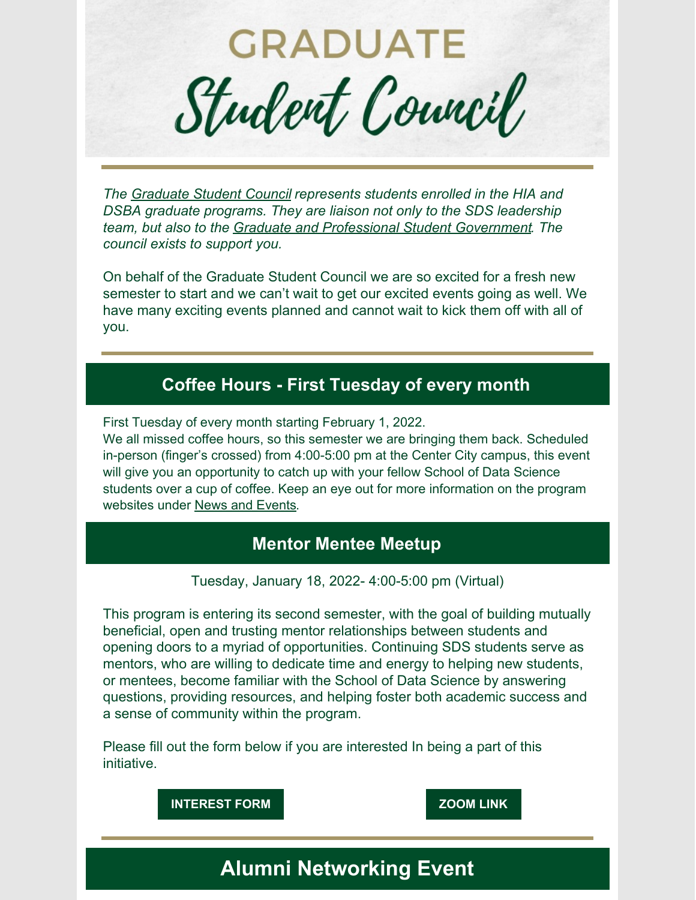# GRADUATE Student Council

*The Graduate Student Council represents students enrolled in the HIA and DSBA graduate programs. They are liaison not only to the SDS leadership team, but also to the Graduate and Professional Student Government. The council exists to support you.*

On behalf of the Graduate Student Council we are so excited for a fresh new semester to start and we can't wait to get our excited events going as well. We have many exciting events planned and cannot wait to kick them off with all of you.

## Coffee Hours - First Tuesday of every month

First Tuesday of every month starting February 1, 2022.
We all missed coffee hours, so this semester we are bringing them back. Scheduled in-person (finger's crossed) from 4:00-5:00 pm at the Center City campus, this event will give you an opportunity to catch up with your fellow School of Data Science students over a cup of coffee. Keep an eye out for more information on the program websites under News and Events.

## Mentor Mentee Meetup

Tuesday, January 18, 2022- 4:00-5:00 pm (Virtual)

This program is entering its second semester, with the goal of building mutually beneficial, open and trusting mentor relationships between students and opening doors to a myriad of opportunities. Continuing SDS students serve as mentors, who are willing to dedicate time and energy to helping new students, or mentees, become familiar with the School of Data Science by answering questions, providing resources, and helping foster both academic success and a sense of community within the program.

Please fill out the form below if you are interested In being a part of this initiative.

**INTEREST FORM** **ZOOM LINK**

## Alumni Networking Event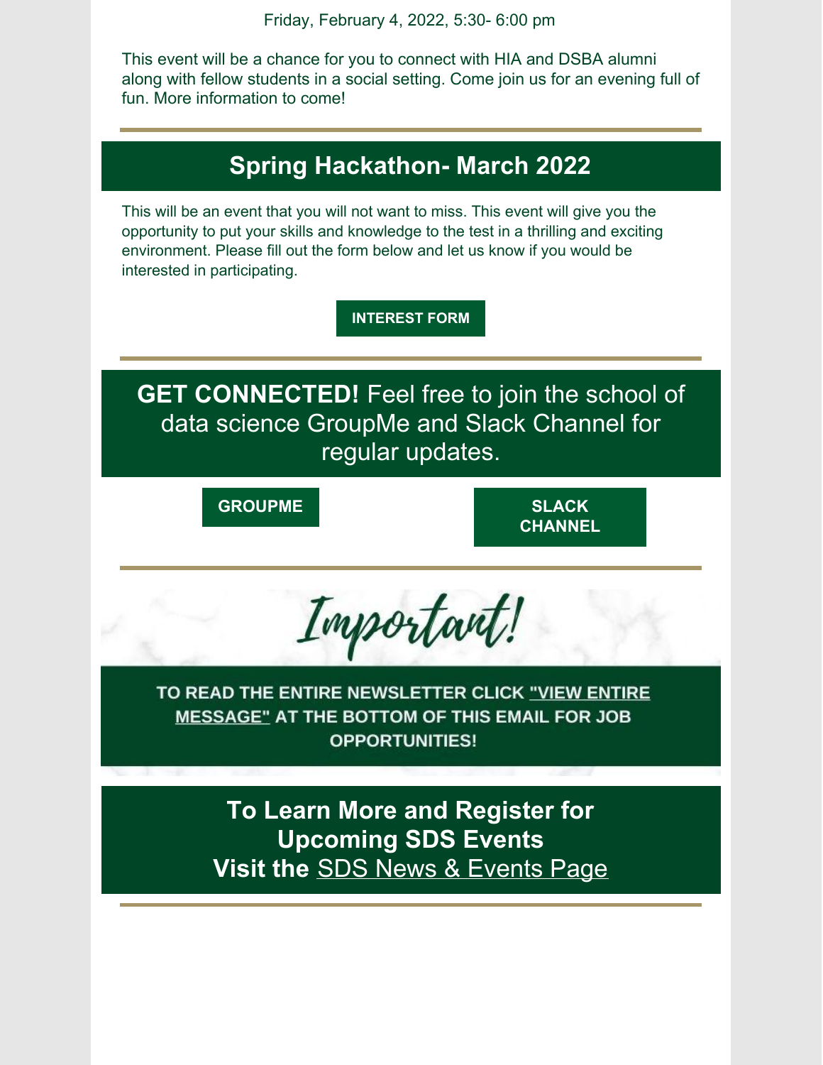Friday, February 4, 2022, 5:30- 6:00 pm

This event will be a chance for you to connect with HIA and DSBA alumni along with fellow students in a social setting. Come join us for an evening full of fun. More information to come!

## Spring Hackathon- March 2022

This will be an event that you will not want to miss. This event will give you the opportunity to put your skills and knowledge to the test in a thrilling and exciting environment. Please fill out the form below and let us know if you would be interested in participating.

**INTEREST FORM**

**GET CONNECTED!** Feel free to join the school of data science GroupMe and Slack Channel for regular updates.

**GROUPME**

**SLACK CHANNEL**

*Important!*

**TO READ THE ENTIRE NEWSLETTER CLICK "VIEW ENTIRE MESSAGE" AT THE BOTTOM OF THIS EMAIL FOR JOB OPPORTUNITIES!**

**To Learn More and Register for Upcoming SDS Events**
**Visit the** SDS News & Events Page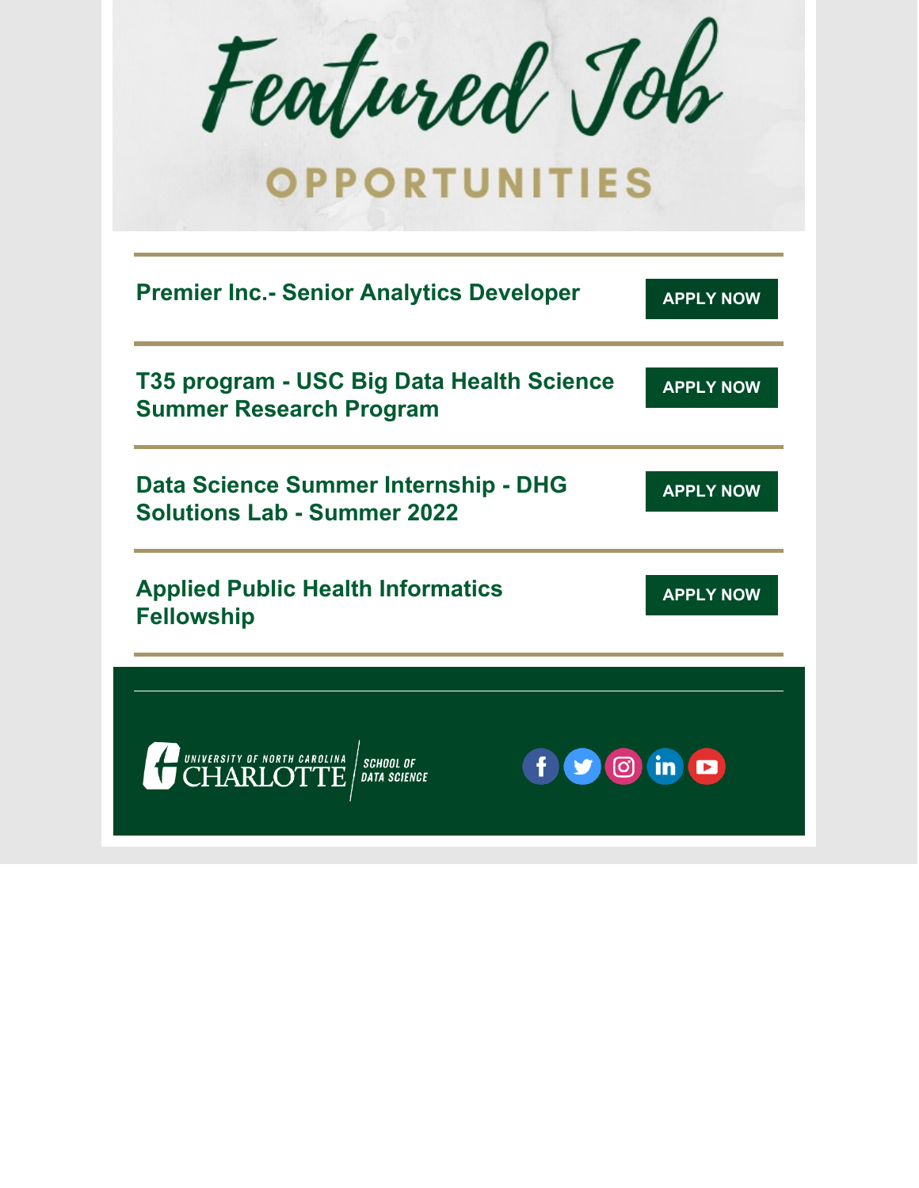# Featured Job

## OPPORTUNITIES

---

**Premier Inc.- Senior Analytics Developer**

APPLY NOW

---

**T35 program - USC Big Data Health Science Summer Research Program**

APPLY NOW

---

**Data Science Summer Internship - DHG Solutions Lab - Summer 2022**

APPLY NOW

---

**Applied Public Health Informatics Fellowship**

APPLY NOW

---

UNIVERSITY OF NORTH CAROLINA CHARLOTTE | SCHOOL OF DATA SCIENCE